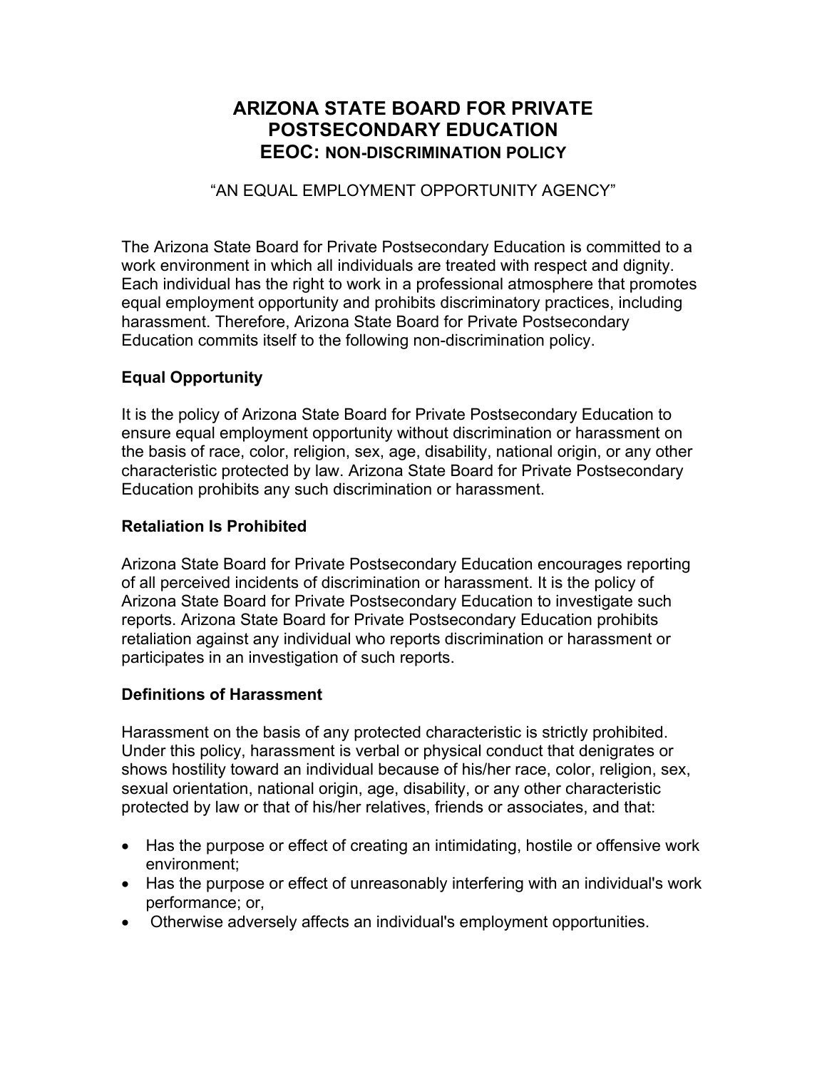# ARIZONA STATE BOARD FOR PRIVATE POSTSECONDARY EDUCATION
## EEOC: NON-DISCRIMINATION POLICY

"AN EQUAL EMPLOYMENT OPPORTUNITY AGENCY"

The Arizona State Board for Private Postsecondary Education is committed to a work environment in which all individuals are treated with respect and dignity. Each individual has the right to work in a professional atmosphere that promotes equal employment opportunity and prohibits discriminatory practices, including harassment. Therefore, Arizona State Board for Private Postsecondary Education commits itself to the following non-discrimination policy.

### Equal Opportunity

It is the policy of Arizona State Board for Private Postsecondary Education to ensure equal employment opportunity without discrimination or harassment on the basis of race, color, religion, sex, age, disability, national origin, or any other characteristic protected by law. Arizona State Board for Private Postsecondary Education prohibits any such discrimination or harassment.

### Retaliation Is Prohibited

Arizona State Board for Private Postsecondary Education encourages reporting of all perceived incidents of discrimination or harassment. It is the policy of Arizona State Board for Private Postsecondary Education to investigate such reports. Arizona State Board for Private Postsecondary Education prohibits retaliation against any individual who reports discrimination or harassment or participates in an investigation of such reports.

### Definitions of Harassment

Harassment on the basis of any protected characteristic is strictly prohibited. Under this policy, harassment is verbal or physical conduct that denigrates or shows hostility toward an individual because of his/her race, color, religion, sex, sexual orientation, national origin, age, disability, or any other characteristic protected by law or that of his/her relatives, friends or associates, and that:

- Has the purpose or effect of creating an intimidating, hostile or offensive work environment;
- Has the purpose or effect of unreasonably interfering with an individual's work performance; or,
- Otherwise adversely affects an individual's employment opportunities.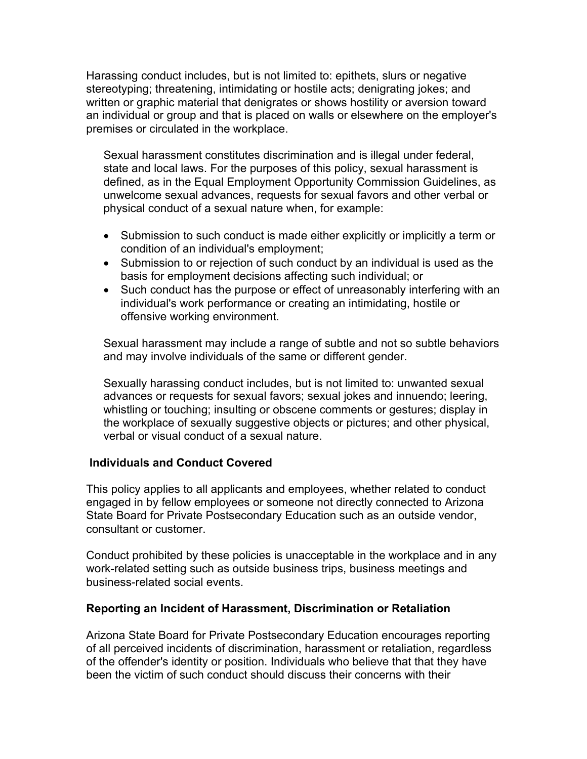Harassing conduct includes, but is not limited to: epithets, slurs or negative stereotyping; threatening, intimidating or hostile acts; denigrating jokes; and written or graphic material that denigrates or shows hostility or aversion toward an individual or group and that is placed on walls or elsewhere on the employer's premises or circulated in the workplace.

> Sexual harassment constitutes discrimination and is illegal under federal, state and local laws. For the purposes of this policy, sexual harassment is defined, as in the Equal Employment Opportunity Commission Guidelines, as unwelcome sexual advances, requests for sexual favors and other verbal or physical conduct of a sexual nature when, for example:
>
> - Submission to such conduct is made either explicitly or implicitly a term or condition of an individual's employment;
> - Submission to or rejection of such conduct by an individual is used as the basis for employment decisions affecting such individual; or
> - Such conduct has the purpose or effect of unreasonably interfering with an individual's work performance or creating an intimidating, hostile or offensive working environment.
>
> Sexual harassment may include a range of subtle and not so subtle behaviors and may involve individuals of the same or different gender.
>
> Sexually harassing conduct includes, but is not limited to: unwanted sexual advances or requests for sexual favors; sexual jokes and innuendo; leering, whistling or touching; insulting or obscene comments or gestures; display in the workplace of sexually suggestive objects or pictures; and other physical, verbal or visual conduct of a sexual nature.

**Individuals and Conduct Covered**

This policy applies to all applicants and employees, whether related to conduct engaged in by fellow employees or someone not directly connected to Arizona State Board for Private Postsecondary Education such as an outside vendor, consultant or customer.

Conduct prohibited by these policies is unacceptable in the workplace and in any work-related setting such as outside business trips, business meetings and business-related social events.

**Reporting an Incident of Harassment, Discrimination or Retaliation**

Arizona State Board for Private Postsecondary Education encourages reporting of all perceived incidents of discrimination, harassment or retaliation, regardless of the offender's identity or position. Individuals who believe that that they have been the victim of such conduct should discuss their concerns with their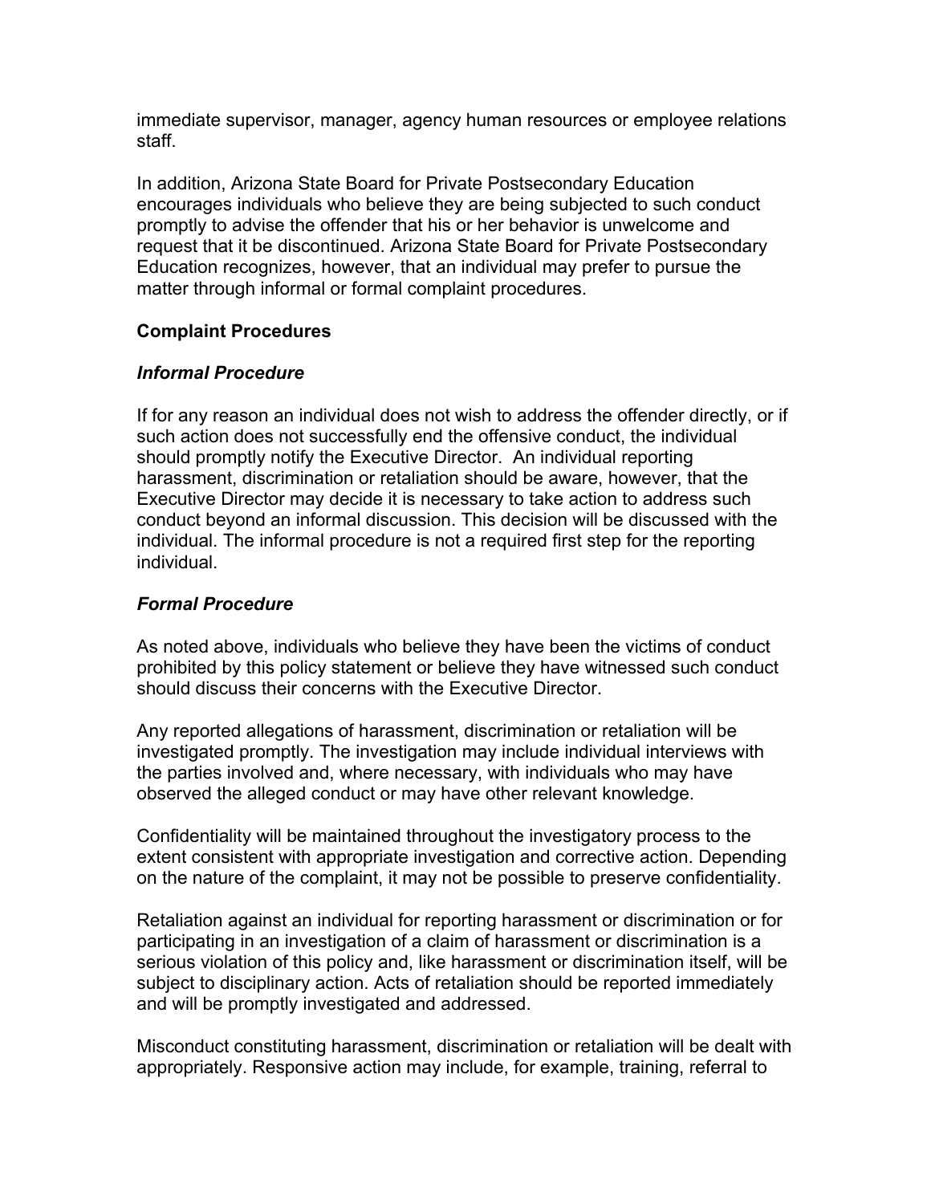immediate supervisor, manager, agency human resources or employee relations staff.

In addition, Arizona State Board for Private Postsecondary Education encourages individuals who believe they are being subjected to such conduct promptly to advise the offender that his or her behavior is unwelcome and request that it be discontinued. Arizona State Board for Private Postsecondary Education recognizes, however, that an individual may prefer to pursue the matter through informal or formal complaint procedures.

**Complaint Procedures**

***Informal Procedure***

If for any reason an individual does not wish to address the offender directly, or if such action does not successfully end the offensive conduct, the individual should promptly notify the Executive Director. An individual reporting harassment, discrimination or retaliation should be aware, however, that the Executive Director may decide it is necessary to take action to address such conduct beyond an informal discussion. This decision will be discussed with the individual. The informal procedure is not a required first step for the reporting individual.

***Formal Procedure***

As noted above, individuals who believe they have been the victims of conduct prohibited by this policy statement or believe they have witnessed such conduct should discuss their concerns with the Executive Director.

Any reported allegations of harassment, discrimination or retaliation will be investigated promptly. The investigation may include individual interviews with the parties involved and, where necessary, with individuals who may have observed the alleged conduct or may have other relevant knowledge.

Confidentiality will be maintained throughout the investigatory process to the extent consistent with appropriate investigation and corrective action. Depending on the nature of the complaint, it may not be possible to preserve confidentiality.

Retaliation against an individual for reporting harassment or discrimination or for participating in an investigation of a claim of harassment or discrimination is a serious violation of this policy and, like harassment or discrimination itself, will be subject to disciplinary action. Acts of retaliation should be reported immediately and will be promptly investigated and addressed.

Misconduct constituting harassment, discrimination or retaliation will be dealt with appropriately. Responsive action may include, for example, training, referral to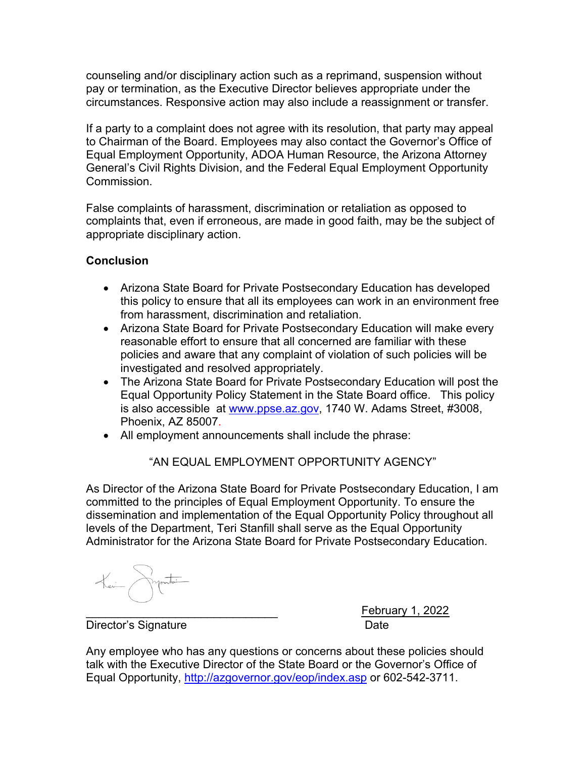counseling and/or disciplinary action such as a reprimand, suspension without pay or termination, as the Executive Director believes appropriate under the circumstances. Responsive action may also include a reassignment or transfer.

If a party to a complaint does not agree with its resolution, that party may appeal to Chairman of the Board. Employees may also contact the Governor's Office of Equal Employment Opportunity, ADOA Human Resource, the Arizona Attorney General's Civil Rights Division, and the Federal Equal Employment Opportunity Commission.

False complaints of harassment, discrimination or retaliation as opposed to complaints that, even if erroneous, are made in good faith, may be the subject of appropriate disciplinary action.

**Conclusion**

- Arizona State Board for Private Postsecondary Education has developed this policy to ensure that all its employees can work in an environment free from harassment, discrimination and retaliation.
- Arizona State Board for Private Postsecondary Education will make every reasonable effort to ensure that all concerned are familiar with these policies and aware that any complaint of violation of such policies will be investigated and resolved appropriately.
- The Arizona State Board for Private Postsecondary Education will post the Equal Opportunity Policy Statement in the State Board office. This policy is also accessible at www.ppse.az.gov, 1740 W. Adams Street, #3008, Phoenix, AZ 85007.
- All employment announcements shall include the phrase:

"AN EQUAL EMPLOYMENT OPPORTUNITY AGENCY"

As Director of the Arizona State Board for Private Postsecondary Education, I am committed to the principles of Equal Employment Opportunity. To ensure the dissemination and implementation of the Equal Opportunity Policy throughout all levels of the Department, Teri Stanfill shall serve as the Equal Opportunity Administrator for the Arizona State Board for Private Postsecondary Education.

______________________________ February 1, 2022

Director's Signature Date

Any employee who has any questions or concerns about these policies should talk with the Executive Director of the State Board or the Governor's Office of Equal Opportunity, http://azgovernor.gov/eop/index.asp or 602-542-3711.